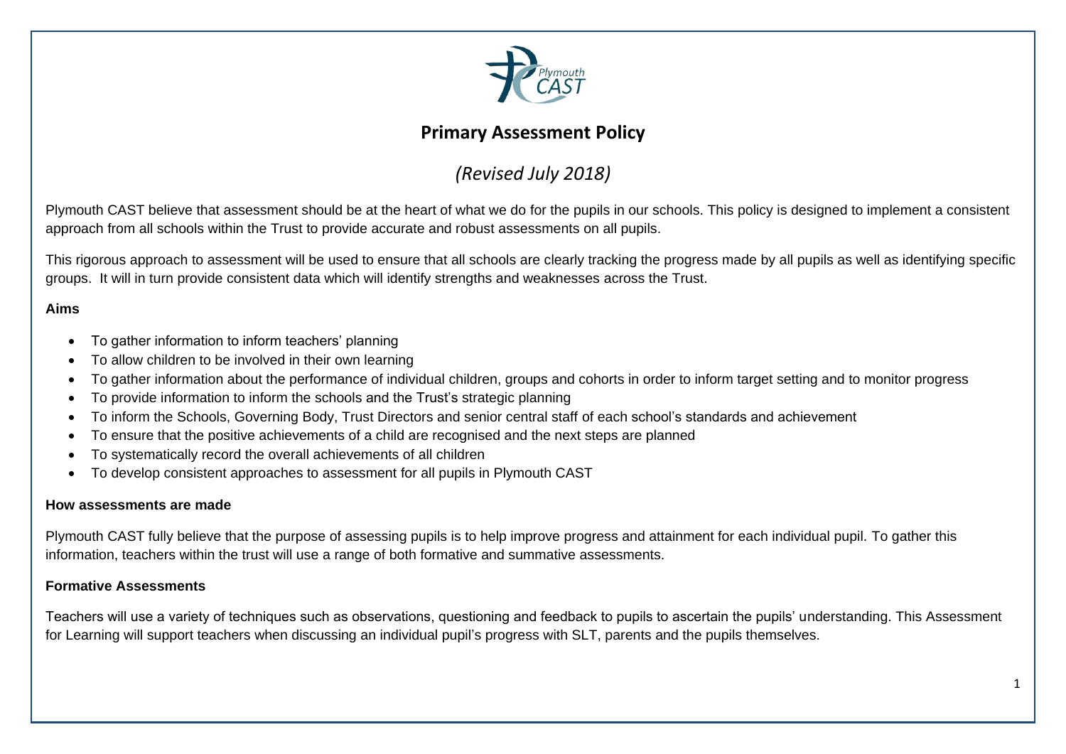# Primary Assessment Policy

*(Revised July 2018)*

Plymouth CAST believe that assessment should be at the heart of what we do for the pupils in our schools. This policy is designed to implement a consistent approach from all schools within the Trust to provide accurate and robust assessments on all pupils.

This rigorous approach to assessment will be used to ensure that all schools are clearly tracking the progress made by all pupils as well as identifying specific groups. It will in turn provide consistent data which will identify strengths and weaknesses across the Trust.

### Aims

- To gather information to inform teachers' planning
- To allow children to be involved in their own learning
- To gather information about the performance of individual children, groups and cohorts in order to inform target setting and to monitor progress
- To provide information to inform the schools and the Trust's strategic planning
- To inform the Schools, Governing Body, Trust Directors and senior central staff of each school's standards and achievement
- To ensure that the positive achievements of a child are recognised and the next steps are planned
- To systematically record the overall achievements of all children
- To develop consistent approaches to assessment for all pupils in Plymouth CAST

### How assessments are made

Plymouth CAST fully believe that the purpose of assessing pupils is to help improve progress and attainment for each individual pupil. To gather this information, teachers within the trust will use a range of both formative and summative assessments.

### Formative Assessments

Teachers will use a variety of techniques such as observations, questioning and feedback to pupils to ascertain the pupils' understanding. This Assessment for Learning will support teachers when discussing an individual pupil's progress with SLT, parents and the pupils themselves.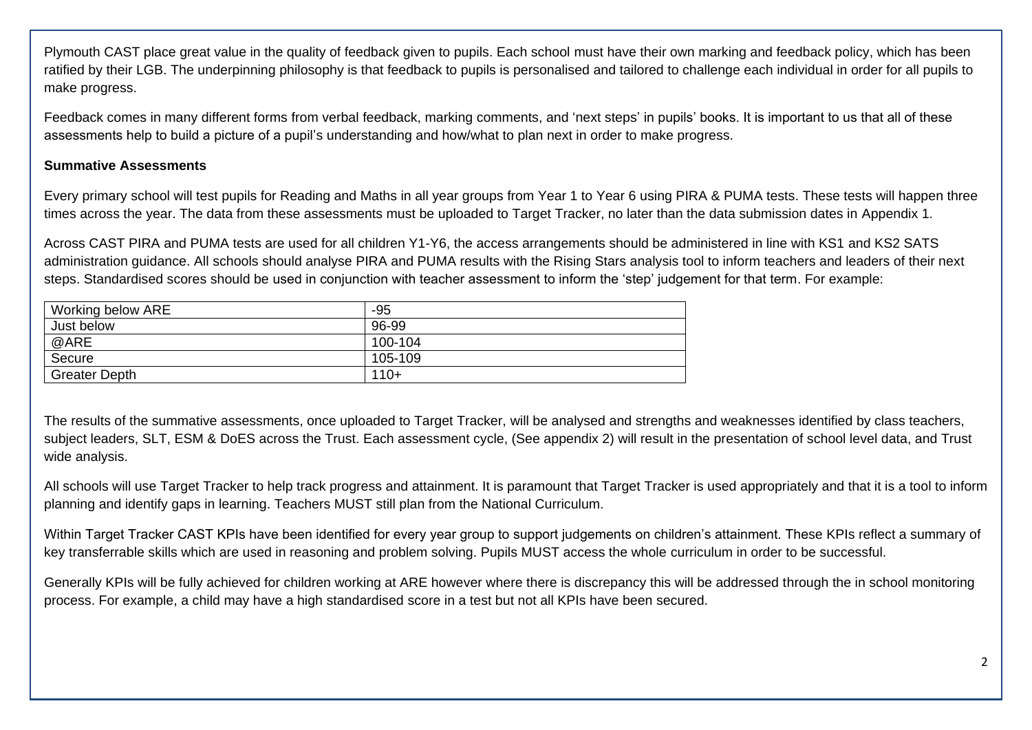Plymouth CAST place great value in the quality of feedback given to pupils. Each school must have their own marking and feedback policy, which has been ratified by their LGB. The underpinning philosophy is that feedback to pupils is personalised and tailored to challenge each individual in order for all pupils to make progress.

Feedback comes in many different forms from verbal feedback, marking comments, and 'next steps' in pupils' books. It is important to us that all of these assessments help to build a picture of a pupil's understanding and how/what to plan next in order to make progress.

**Summative Assessments**

Every primary school will test pupils for Reading and Maths in all year groups from Year 1 to Year 6 using PIRA & PUMA tests. These tests will happen three times across the year. The data from these assessments must be uploaded to Target Tracker, no later than the data submission dates in Appendix 1.

Across CAST PIRA and PUMA tests are used for all children Y1-Y6, the access arrangements should be administered in line with KS1 and KS2 SATS administration guidance. All schools should analyse PIRA and PUMA results with the Rising Stars analysis tool to inform teachers and leaders of their next steps. Standardised scores should be used in conjunction with teacher assessment to inform the 'step' judgement for that term. For example:

| Working below ARE | -95 |
|---|---|
| Just below | 96-99 |
| @ARE | 100-104 |
| Secure | 105-109 |
| Greater Depth | 110+ |

The results of the summative assessments, once uploaded to Target Tracker, will be analysed and strengths and weaknesses identified by class teachers, subject leaders, SLT, ESM & DoES across the Trust. Each assessment cycle, (See appendix 2) will result in the presentation of school level data, and Trust wide analysis.

All schools will use Target Tracker to help track progress and attainment. It is paramount that Target Tracker is used appropriately and that it is a tool to inform planning and identify gaps in learning. Teachers MUST still plan from the National Curriculum.

Within Target Tracker CAST KPIs have been identified for every year group to support judgements on children's attainment. These KPIs reflect a summary of key transferrable skills which are used in reasoning and problem solving. Pupils MUST access the whole curriculum in order to be successful.

Generally KPIs will be fully achieved for children working at ARE however where there is discrepancy this will be addressed through the in school monitoring process. For example, a child may have a high standardised score in a test but not all KPIs have been secured.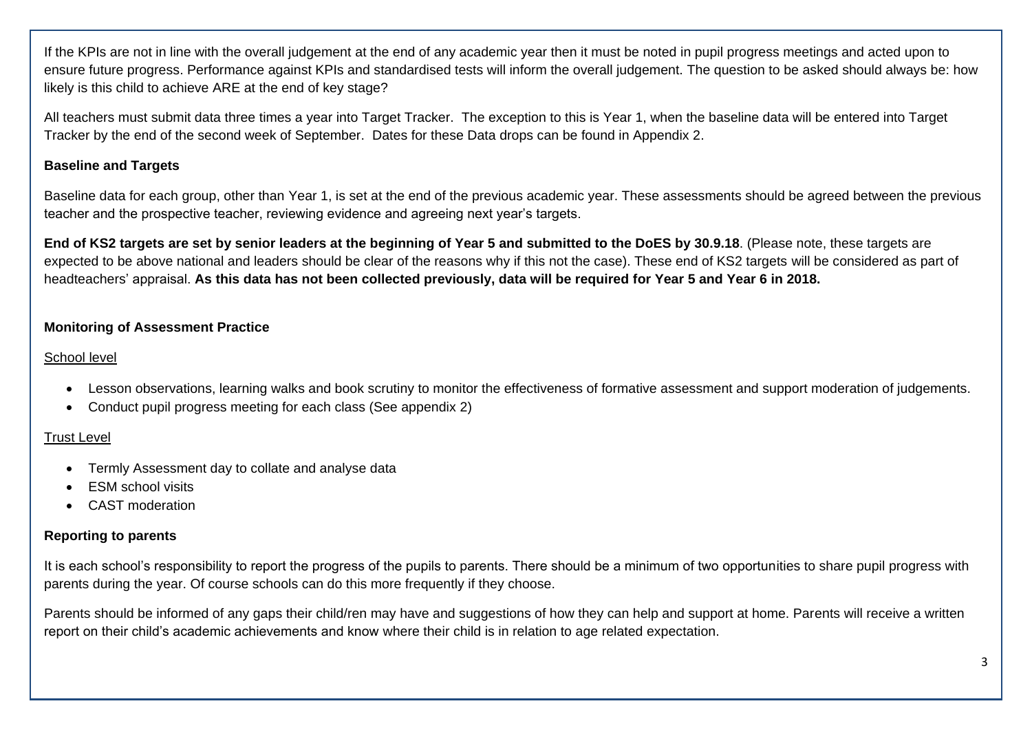If the KPIs are not in line with the overall judgement at the end of any academic year then it must be noted in pupil progress meetings and acted upon to ensure future progress. Performance against KPIs and standardised tests will inform the overall judgement. The question to be asked should always be: how likely is this child to achieve ARE at the end of key stage?

All teachers must submit data three times a year into Target Tracker. The exception to this is Year 1, when the baseline data will be entered into Target Tracker by the end of the second week of September. Dates for these Data drops can be found in Appendix 2.

**Baseline and Targets**

Baseline data for each group, other than Year 1, is set at the end of the previous academic year. These assessments should be agreed between the previous teacher and the prospective teacher, reviewing evidence and agreeing next year's targets.

**End of KS2 targets are set by senior leaders at the beginning of Year 5 and submitted to the DoES by 30.9.18**. (Please note, these targets are expected to be above national and leaders should be clear of the reasons why if this not the case). These end of KS2 targets will be considered as part of headteachers' appraisal. **As this data has not been collected previously, data will be required for Year 5 and Year 6 in 2018.**

**Monitoring of Assessment Practice**

School level

- Lesson observations, learning walks and book scrutiny to monitor the effectiveness of formative assessment and support moderation of judgements.
- Conduct pupil progress meeting for each class (See appendix 2)

Trust Level

- Termly Assessment day to collate and analyse data
- ESM school visits
- CAST moderation

**Reporting to parents**

It is each school's responsibility to report the progress of the pupils to parents. There should be a minimum of two opportunities to share pupil progress with parents during the year. Of course schools can do this more frequently if they choose.

Parents should be informed of any gaps their child/ren may have and suggestions of how they can help and support at home. Parents will receive a written report on their child's academic achievements and know where their child is in relation to age related expectation.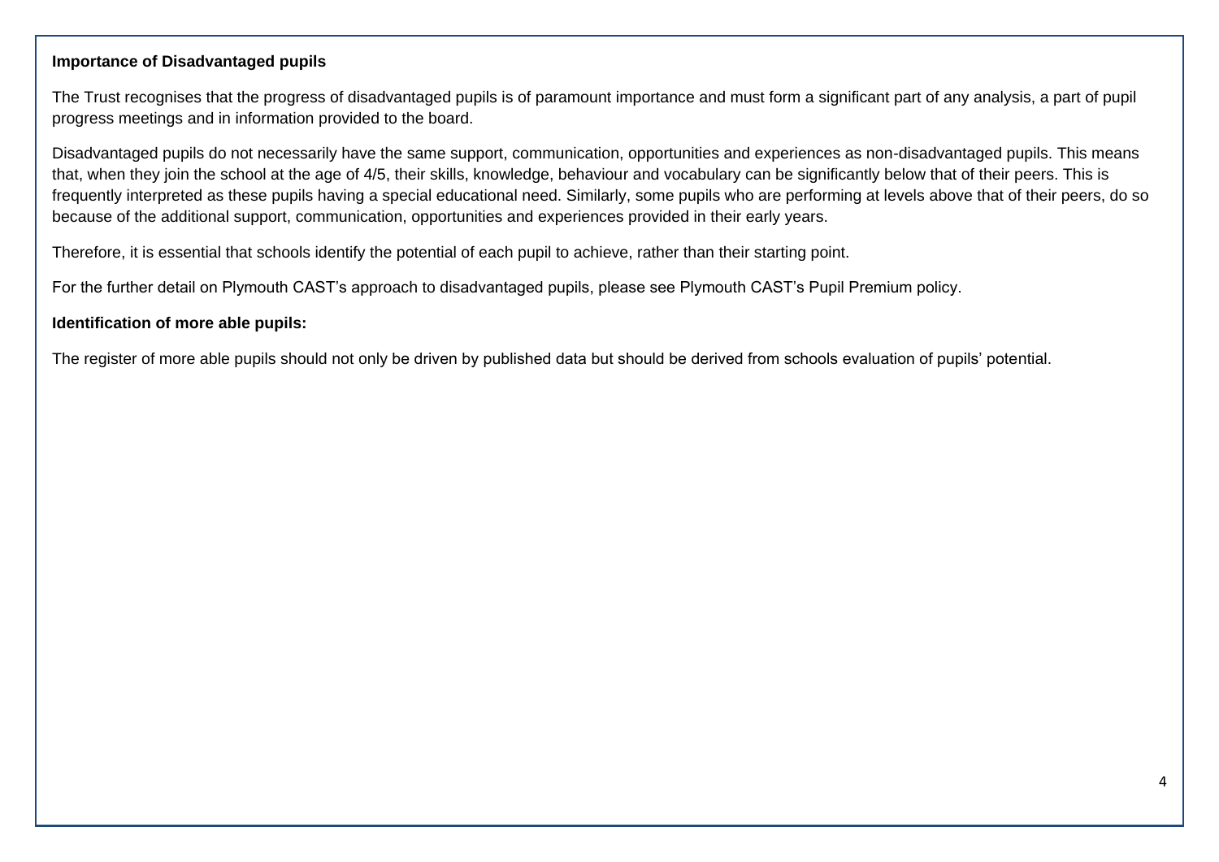**Importance of Disadvantaged pupils**

The Trust recognises that the progress of disadvantaged pupils is of paramount importance and must form a significant part of any analysis, a part of pupil progress meetings and in information provided to the board.

Disadvantaged pupils do not necessarily have the same support, communication, opportunities and experiences as non-disadvantaged pupils. This means that, when they join the school at the age of 4/5, their skills, knowledge, behaviour and vocabulary can be significantly below that of their peers. This is frequently interpreted as these pupils having a special educational need. Similarly, some pupils who are performing at levels above that of their peers, do so because of the additional support, communication, opportunities and experiences provided in their early years.

Therefore, it is essential that schools identify the potential of each pupil to achieve, rather than their starting point.

For the further detail on Plymouth CAST's approach to disadvantaged pupils, please see Plymouth CAST's Pupil Premium policy.

**Identification of more able pupils:**

The register of more able pupils should not only be driven by published data but should be derived from schools evaluation of pupils' potential.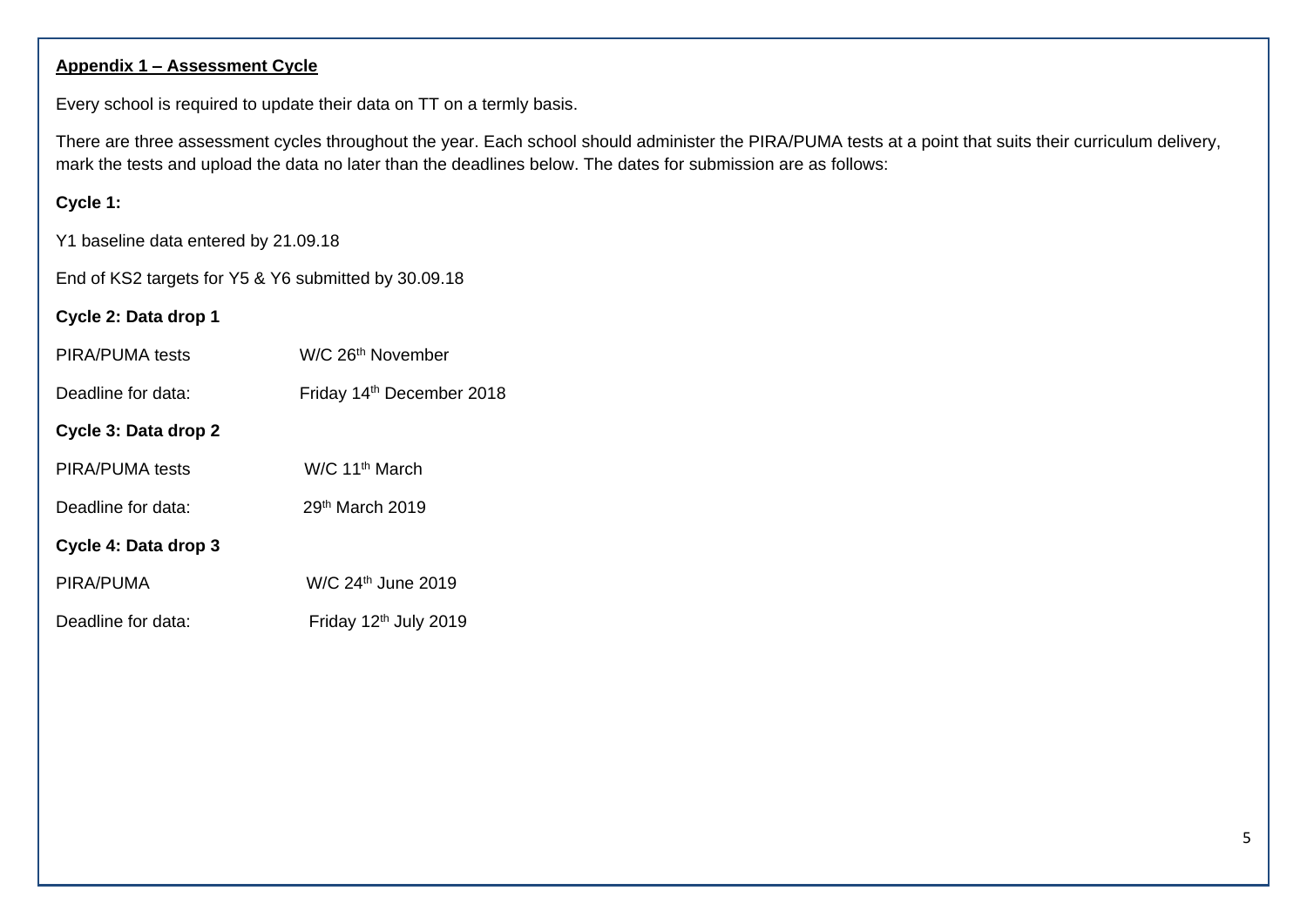**Appendix 1 – Assessment Cycle**

Every school is required to update their data on TT on a termly basis.

There are three assessment cycles throughout the year. Each school should administer the PIRA/PUMA tests at a point that suits their curriculum delivery, mark the tests and upload the data no later than the deadlines below. The dates for submission are as follows:

**Cycle 1:**

Y1 baseline data entered by 21.09.18

End of KS2 targets for Y5 & Y6 submitted by 30.09.18

**Cycle 2: Data drop 1**

PIRA/PUMA tests W/C 26th November

Deadline for data: Friday 14th December 2018

**Cycle 3: Data drop 2**

PIRA/PUMA tests W/C 11th March

Deadline for data: 29th March 2019

**Cycle 4: Data drop 3**

PIRA/PUMA W/C 24th June 2019

Deadline for data: Friday 12th July 2019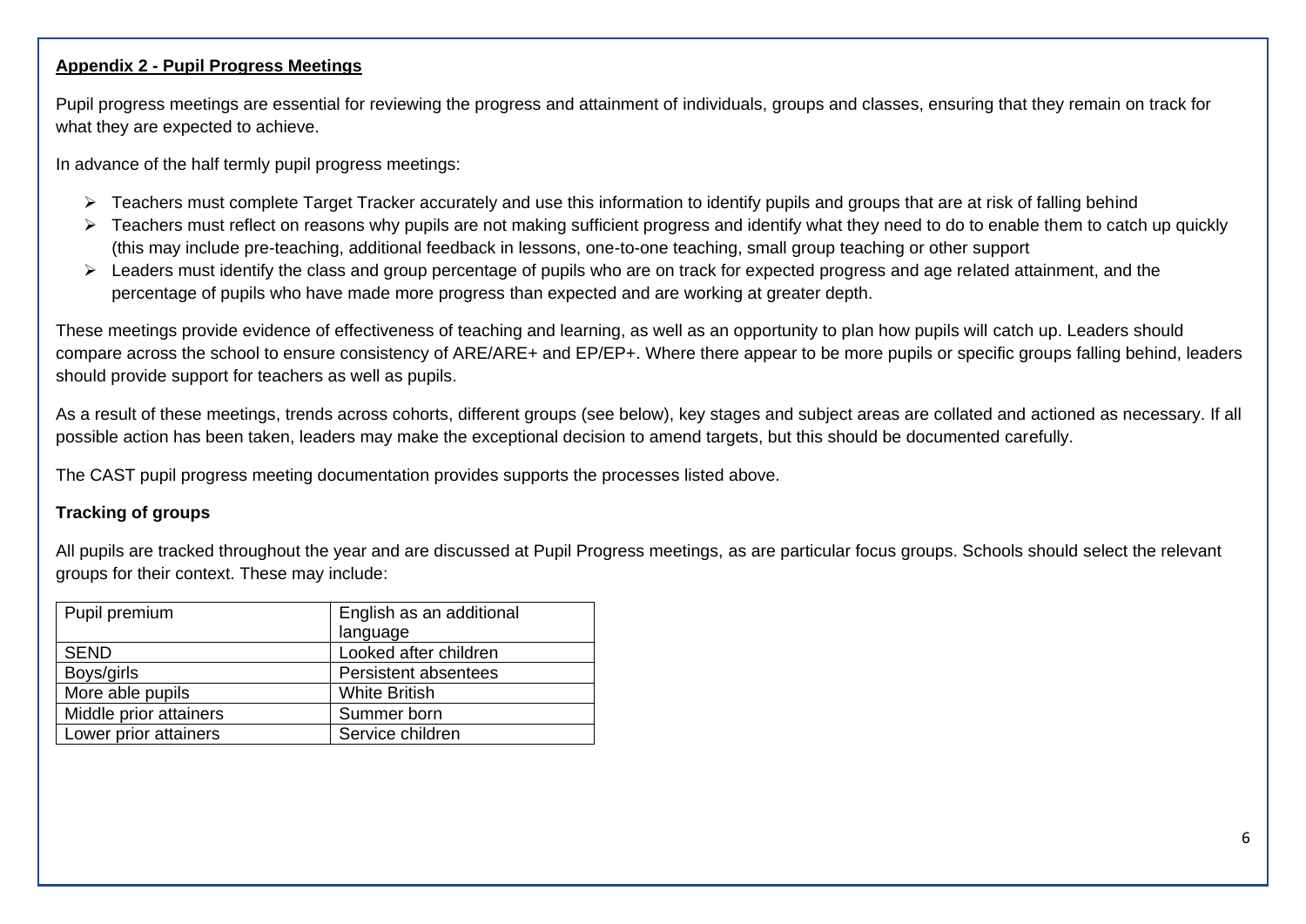## Appendix 2 - Pupil Progress Meetings

Pupil progress meetings are essential for reviewing the progress and attainment of individuals, groups and classes, ensuring that they remain on track for what they are expected to achieve.

In advance of the half termly pupil progress meetings:

- Teachers must complete Target Tracker accurately and use this information to identify pupils and groups that are at risk of falling behind
- Teachers must reflect on reasons why pupils are not making sufficient progress and identify what they need to do to enable them to catch up quickly (this may include pre-teaching, additional feedback in lessons, one-to-one teaching, small group teaching or other support
- Leaders must identify the class and group percentage of pupils who are on track for expected progress and age related attainment, and the percentage of pupils who have made more progress than expected and are working at greater depth.

These meetings provide evidence of effectiveness of teaching and learning, as well as an opportunity to plan how pupils will catch up. Leaders should compare across the school to ensure consistency of ARE/ARE+ and EP/EP+. Where there appear to be more pupils or specific groups falling behind, leaders should provide support for teachers as well as pupils.

As a result of these meetings, trends across cohorts, different groups (see below), key stages and subject areas are collated and actioned as necessary. If all possible action has been taken, leaders may make the exceptional decision to amend targets, but this should be documented carefully.

The CAST pupil progress meeting documentation provides supports the processes listed above.

**Tracking of groups**

All pupils are tracked throughout the year and are discussed at Pupil Progress meetings, as are particular focus groups. Schools should select the relevant groups for their context. These may include:

| | |
|---|---|
| Pupil premium | English as an additional language |
| SEND | Looked after children |
| Boys/girls | Persistent absentees |
| More able pupils | White British |
| Middle prior attainers | Summer born |
| Lower prior attainers | Service children |